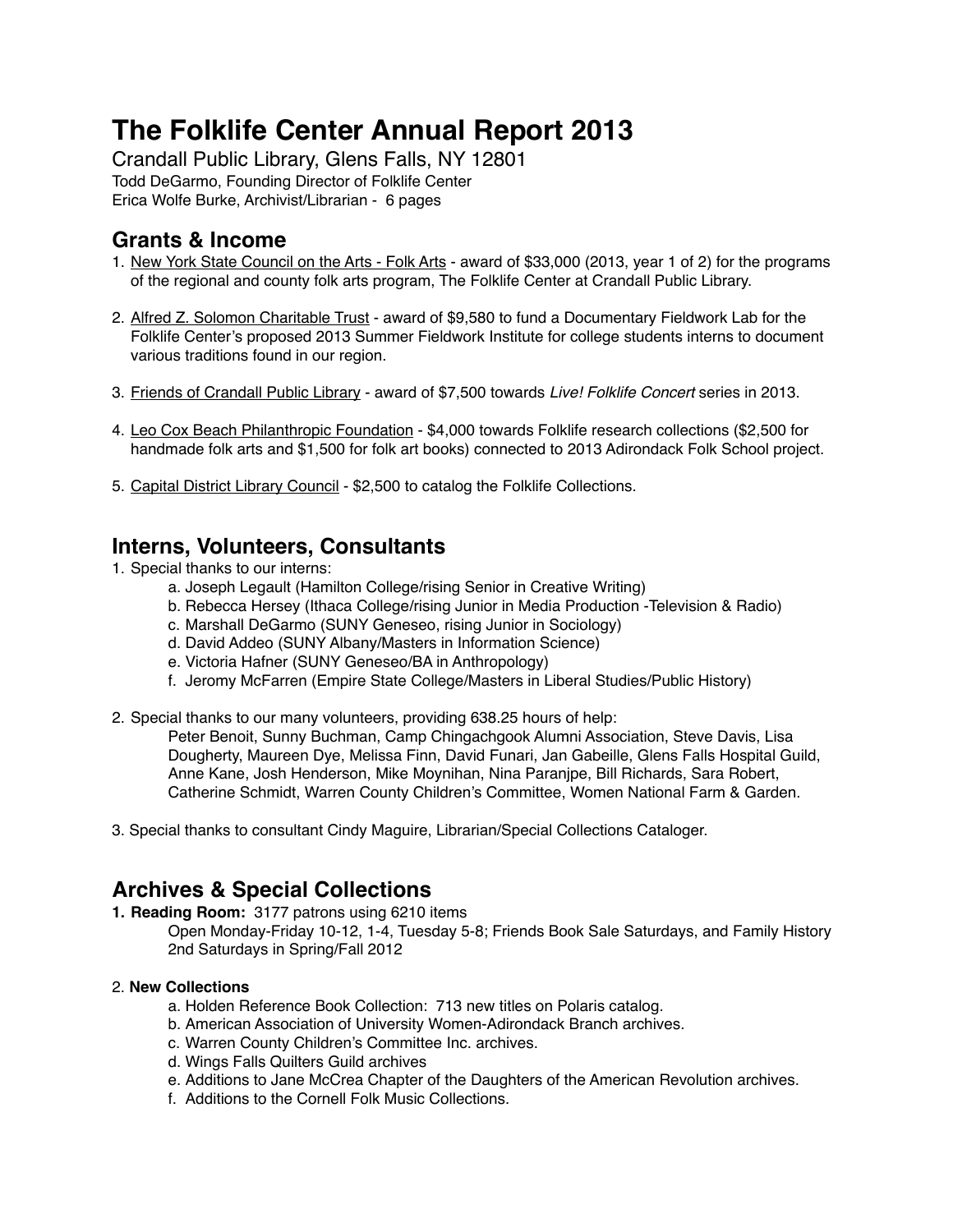# The Folklife Center Annual Report 2013

Crandall Public Library, Glens Falls, NY 12801
Todd DeGarmo, Founding Director of Folklife Center
Erica Wolfe Burke, Archivist/Librarian - 6 pages

## Grants & Income

1. New York State Council on the Arts - Folk Arts - award of $33,000 (2013, year 1 of 2) for the programs of the regional and county folk arts program, The Folklife Center at Crandall Public Library.

2. Alfred Z. Solomon Charitable Trust - award of $9,580 to fund a Documentary Fieldwork Lab for the Folklife Center's proposed 2013 Summer Fieldwork Institute for college students interns to document various traditions found in our region.

3. Friends of Crandall Public Library - award of $7,500 towards *Live! Folklife Concert* series in 2013.

4. Leo Cox Beach Philanthropic Foundation - $4,000 towards Folklife research collections ($2,500 for handmade folk arts and $1,500 for folk art books) connected to 2013 Adirondack Folk School project.

5. Capital District Library Council - $2,500 to catalog the Folklife Collections.

## Interns, Volunteers, Consultants

1. Special thanks to our interns:
   a. Joseph Legault (Hamilton College/rising Senior in Creative Writing)
   b. Rebecca Hersey (Ithaca College/rising Junior in Media Production -Television & Radio)
   c. Marshall DeGarmo (SUNY Geneseo, rising Junior in Sociology)
   d. David Addeo (SUNY Albany/Masters in Information Science)
   e. Victoria Hafner (SUNY Geneseo/BA in Anthropology)
   f. Jeromy McFarren (Empire State College/Masters in Liberal Studies/Public History)

2. Special thanks to our many volunteers, providing 638.25 hours of help:
   Peter Benoit, Sunny Buchman, Camp Chingachgook Alumni Association, Steve Davis, Lisa Dougherty, Maureen Dye, Melissa Finn, David Funari, Jan Gabeille, Glens Falls Hospital Guild, Anne Kane, Josh Henderson, Mike Moynihan, Nina Paranjpe, Bill Richards, Sara Robert, Catherine Schmidt, Warren County Children's Committee, Women National Farm & Garden.

3. Special thanks to consultant Cindy Maguire, Librarian/Special Collections Cataloger.

## Archives & Special Collections

1. **Reading Room:** 3177 patrons using 6210 items
   Open Monday-Friday 10-12, 1-4, Tuesday 5-8; Friends Book Sale Saturdays, and Family History 2nd Saturdays in Spring/Fall 2012

2. **New Collections**
   a. Holden Reference Book Collection: 713 new titles on Polaris catalog.
   b. American Association of University Women-Adirondack Branch archives.
   c. Warren County Children's Committee Inc. archives.
   d. Wings Falls Quilters Guild archives
   e. Additions to Jane McCrea Chapter of the Daughters of the American Revolution archives.
   f. Additions to the Cornell Folk Music Collections.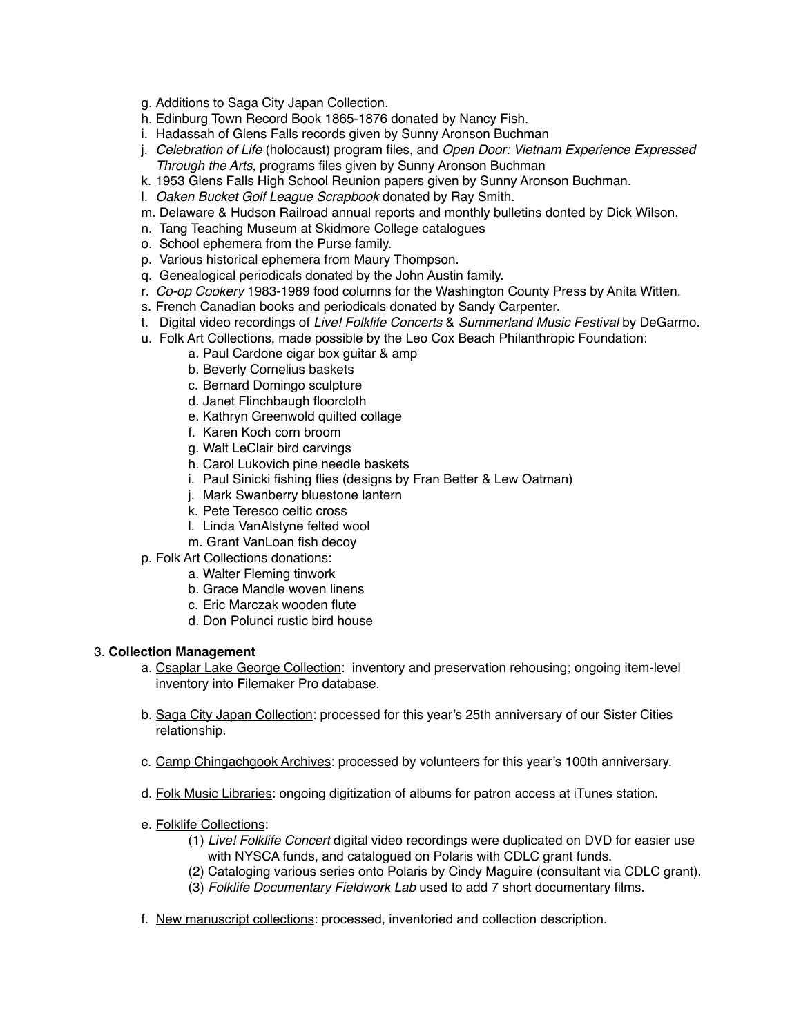g. Additions to Saga City Japan Collection.
h. Edinburg Town Record Book 1865-1876 donated by Nancy Fish.
i. Hadassah of Glens Falls records given by Sunny Aronson Buchman
j. *Celebration of Life* (holocaust) program files, and *Open Door: Vietnam Experience Expressed Through the Arts*, programs files given by Sunny Aronson Buchman
k. 1953 Glens Falls High School Reunion papers given by Sunny Aronson Buchman.
l. *Oaken Bucket Golf League Scrapbook* donated by Ray Smith.
m. Delaware & Hudson Railroad annual reports and monthly bulletins donted by Dick Wilson.
n. Tang Teaching Museum at Skidmore College catalogues
o. School ephemera from the Purse family.
p. Various historical ephemera from Maury Thompson.
q. Genealogical periodicals donated by the John Austin family.
r. *Co-op Cookery* 1983-1989 food columns for the Washington County Press by Anita Witten.
s. French Canadian books and periodicals donated by Sandy Carpenter.
t. Digital video recordings of *Live! Folklife Concerts* & *Summerland Music Festival* by DeGarmo.
u. Folk Art Collections, made possible by the Leo Cox Beach Philanthropic Foundation:
    - a. Paul Cardone cigar box guitar & amp
    - b. Beverly Cornelius baskets
    - c. Bernard Domingo sculpture
    - d. Janet Flinchbaugh floorcloth
    - e. Kathryn Greenwold quilted collage
    - f. Karen Koch corn broom
    - g. Walt LeClair bird carvings
    - h. Carol Lukovich pine needle baskets
    - i. Paul Sinicki fishing flies (designs by Fran Better & Lew Oatman)
    - j. Mark Swanberry bluestone lantern
    - k. Pete Teresco celtic cross
    - l. Linda VanAlstyne felted wool
    - m. Grant VanLoan fish decoy

p. Folk Art Collections donations:
    - a. Walter Fleming tinwork
    - b. Grace Mandle woven linens
    - c. Eric Marczak wooden flute
    - d. Don Polunci rustic bird house

3. **Collection Management**

a. <u>Csaplar Lake George Collection</u>: inventory and preservation rehousing; ongoing item-level inventory into Filemaker Pro database.

b. <u>Saga City Japan Collection</u>: processed for this year's 25th anniversary of our Sister Cities relationship.

c. <u>Camp Chingachgook Archives</u>: processed by volunteers for this year's 100th anniversary.

d. <u>Folk Music Libraries</u>: ongoing digitization of albums for patron access at iTunes station.

e. <u>Folklife Collections</u>:
    - (1) *Live! Folklife Concert* digital video recordings were duplicated on DVD for easier use with NYSCA funds, and catalogued on Polaris with CDLC grant funds.
    - (2) Cataloging various series onto Polaris by Cindy Maguire (consultant via CDLC grant).
    - (3) *Folklife Documentary Fieldwork Lab* used to add 7 short documentary films.

f. <u>New manuscript collections</u>: processed, inventoried and collection description.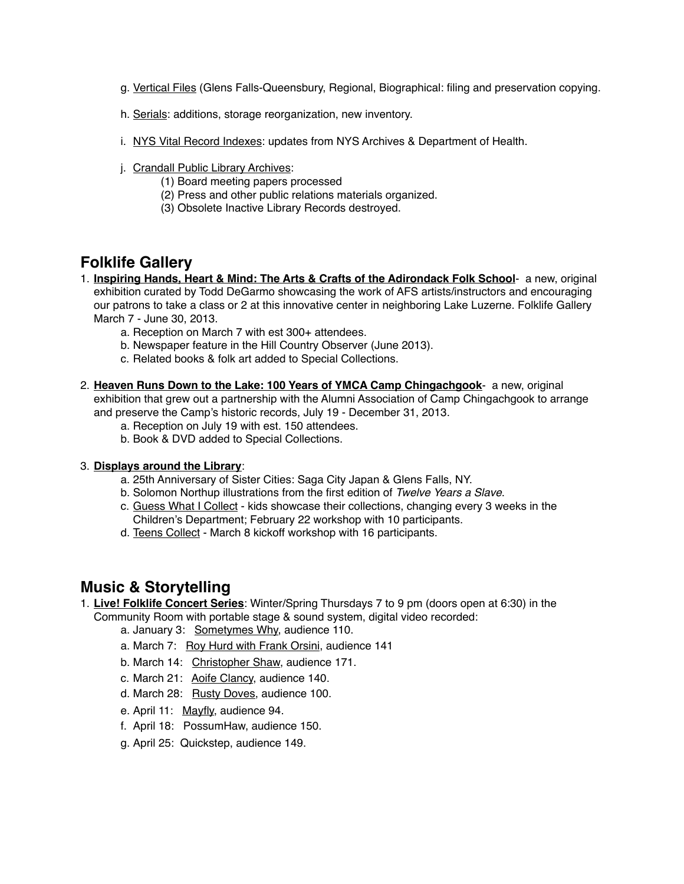g. <u>Vertical Files</u> (Glens Falls-Queensbury, Regional, Biographical: filing and preservation copying.

h. <u>Serials</u>: additions, storage reorganization, new inventory.

i. <u>NYS Vital Record Indexes</u>: updates from NYS Archives & Department of Health.

j. <u>Crandall Public Library Archives</u>:
   (1) Board meeting papers processed
   (2) Press and other public relations materials organized.
   (3) Obsolete Inactive Library Records destroyed.

## Folklife Gallery

1. **<u>Inspiring Hands, Heart & Mind: The Arts & Crafts of the Adirondack Folk School</u>**- a new, original exhibition curated by Todd DeGarmo showcasing the work of AFS artists/instructors and encouraging our patrons to take a class or 2 at this innovative center in neighboring Lake Luzerne. Folklife Gallery March 7 - June 30, 2013.
   a. Reception on March 7 with est 300+ attendees.
   b. Newspaper feature in the Hill Country Observer (June 2013).
   c. Related books & folk art added to Special Collections.

2. **<u>Heaven Runs Down to the Lake: 100 Years of YMCA Camp Chingachgook</u>**- a new, original exhibition that grew out a partnership with the Alumni Association of Camp Chingachgook to arrange and preserve the Camp's historic records, July 19 - December 31, 2013.
   a. Reception on July 19 with est. 150 attendees.
   b. Book & DVD added to Special Collections.

3. **<u>Displays around the Library</u>**:
   a. 25th Anniversary of Sister Cities: Saga City Japan & Glens Falls, NY.
   b. Solomon Northup illustrations from the first edition of *Twelve Years a Slave*.
   c. <u>Guess What I Collect</u> - kids showcase their collections, changing every 3 weeks in the Children's Department; February 22 workshop with 10 participants.
   d. <u>Teens Collect</u> - March 8 kickoff workshop with 16 participants.

## Music & Storytelling

1. **<u>Live! Folklife Concert Series</u>**: Winter/Spring Thursdays 7 to 9 pm (doors open at 6:30) in the Community Room with portable stage & sound system, digital video recorded:
   a. January 3: <u>Sometymes Why</u>, audience 110.
   a. March 7: <u>Roy Hurd with Frank Orsini</u>, audience 141
   b. March 14: <u>Christopher Shaw</u>, audience 171.
   c. March 21: <u>Aoife Clancy</u>, audience 140.
   d. March 28: <u>Rusty Doves</u>, audience 100.
   e. April 11: <u>Mayfly</u>, audience 94.
   f. April 18: PossumHaw, audience 150.
   g. April 25: Quickstep, audience 149.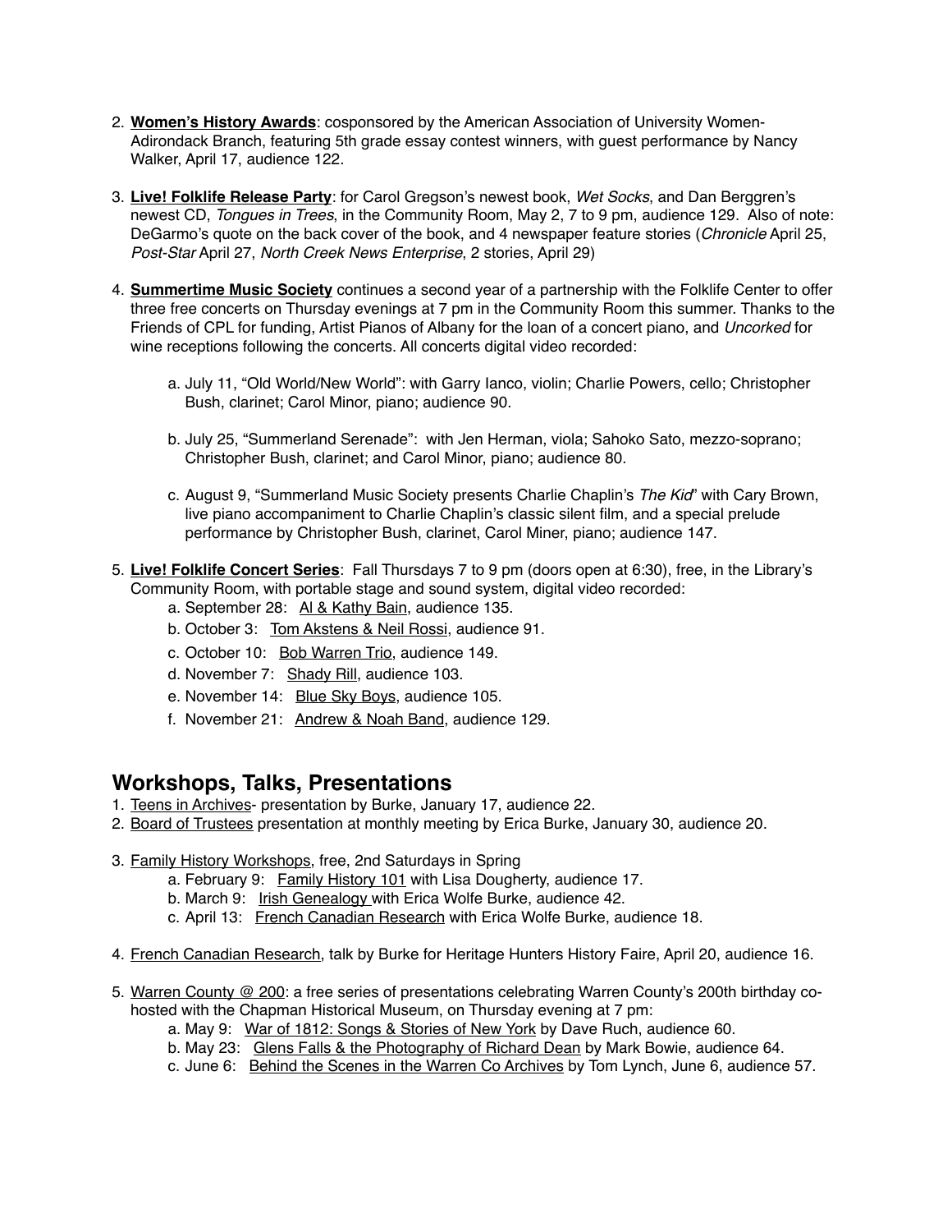2. **Women's History Awards**: cosponsored by the American Association of University Women-Adirondack Branch, featuring 5th grade essay contest winners, with guest performance by Nancy Walker, April 17, audience 122.

3. **Live! Folklife Release Party**: for Carol Gregson's newest book, *Wet Socks*, and Dan Berggren's newest CD, *Tongues in Trees*, in the Community Room, May 2, 7 to 9 pm, audience 129. Also of note: DeGarmo's quote on the back cover of the book, and 4 newspaper feature stories (*Chronicle* April 25, *Post-Star* April 27, *North Creek News Enterprise*, 2 stories, April 29)

4. **Summertime Music Society** continues a second year of a partnership with the Folklife Center to offer three free concerts on Thursday evenings at 7 pm in the Community Room this summer. Thanks to the Friends of CPL for funding, Artist Pianos of Albany for the loan of a concert piano, and *Uncorked* for wine receptions following the concerts. All concerts digital video recorded:

   a. July 11, "Old World/New World": with Garry Ianco, violin; Charlie Powers, cello; Christopher Bush, clarinet; Carol Minor, piano; audience 90.

   b. July 25, "Summerland Serenade": with Jen Herman, viola; Sahoko Sato, mezzo-soprano; Christopher Bush, clarinet; and Carol Minor, piano; audience 80.

   c. August 9, "Summerland Music Society presents Charlie Chaplin's *The Kid*" with Cary Brown, live piano accompaniment to Charlie Chaplin's classic silent film, and a special prelude performance by Christopher Bush, clarinet, Carol Miner, piano; audience 147.

5. **Live! Folklife Concert Series**: Fall Thursdays 7 to 9 pm (doors open at 6:30), free, in the Library's Community Room, with portable stage and sound system, digital video recorded:
   a. September 28: Al & Kathy Bain, audience 135.
   b. October 3: Tom Akstens & Neil Rossi, audience 91.
   c. October 10: Bob Warren Trio, audience 149.
   d. November 7: Shady Rill, audience 103.
   e. November 14: Blue Sky Boys, audience 105.
   f. November 21: Andrew & Noah Band, audience 129.

## Workshops, Talks, Presentations

1. Teens in Archives- presentation by Burke, January 17, audience 22.
2. Board of Trustees presentation at monthly meeting by Erica Burke, January 30, audience 20.

3. Family History Workshops, free, 2nd Saturdays in Spring
   a. February 9: Family History 101 with Lisa Dougherty, audience 17.
   b. March 9: Irish Genealogy with Erica Wolfe Burke, audience 42.
   c. April 13: French Canadian Research with Erica Wolfe Burke, audience 18.

4. French Canadian Research, talk by Burke for Heritage Hunters History Faire, April 20, audience 16.

5. Warren County @ 200: a free series of presentations celebrating Warren County's 200th birthday co-hosted with the Chapman Historical Museum, on Thursday evening at 7 pm:
   a. May 9: War of 1812: Songs & Stories of New York by Dave Ruch, audience 60.
   b. May 23: Glens Falls & the Photography of Richard Dean by Mark Bowie, audience 64.
   c. June 6: Behind the Scenes in the Warren Co Archives by Tom Lynch, June 6, audience 57.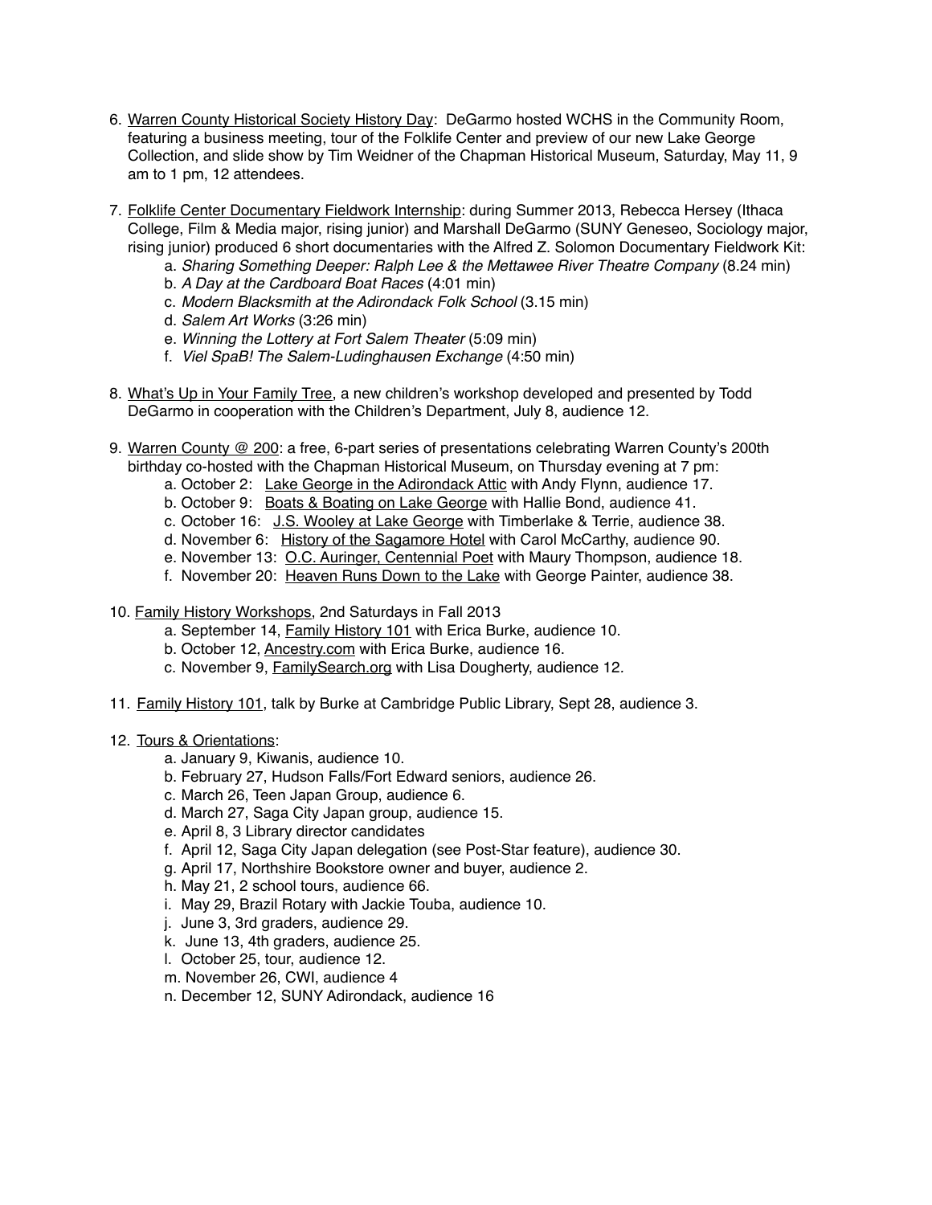6. Warren County Historical Society History Day: DeGarmo hosted WCHS in the Community Room, featuring a business meeting, tour of the Folklife Center and preview of our new Lake George Collection, and slide show by Tim Weidner of the Chapman Historical Museum, Saturday, May 11, 9 am to 1 pm, 12 attendees.

7. Folklife Center Documentary Fieldwork Internship: during Summer 2013, Rebecca Hersey (Ithaca College, Film & Media major, rising junior) and Marshall DeGarmo (SUNY Geneseo, Sociology major, rising junior) produced 6 short documentaries with the Alfred Z. Solomon Documentary Fieldwork Kit:
   a. *Sharing Something Deeper: Ralph Lee & the Mettawee River Theatre Company* (8.24 min)
   b. *A Day at the Cardboard Boat Races* (4:01 min)
   c. *Modern Blacksmith at the Adirondack Folk School* (3.15 min)
   d. *Salem Art Works* (3:26 min)
   e. *Winning the Lottery at Fort Salem Theater* (5:09 min)
   f. *Viel SpaB! The Salem-Ludinghausen Exchange* (4:50 min)

8. What's Up in Your Family Tree, a new children's workshop developed and presented by Todd DeGarmo in cooperation with the Children's Department, July 8, audience 12.

9. Warren County @ 200: a free, 6-part series of presentations celebrating Warren County's 200th birthday co-hosted with the Chapman Historical Museum, on Thursday evening at 7 pm:
   a. October 2: Lake George in the Adirondack Attic with Andy Flynn, audience 17.
   b. October 9: Boats & Boating on Lake George with Hallie Bond, audience 41.
   c. October 16: J.S. Wooley at Lake George with Timberlake & Terrie, audience 38.
   d. November 6: History of the Sagamore Hotel with Carol McCarthy, audience 90.
   e. November 13: O.C. Auringer, Centennial Poet with Maury Thompson, audience 18.
   f. November 20: Heaven Runs Down to the Lake with George Painter, audience 38.

10. Family History Workshops, 2nd Saturdays in Fall 2013
    a. September 14, Family History 101 with Erica Burke, audience 10.
    b. October 12, Ancestry.com with Erica Burke, audience 16.
    c. November 9, FamilySearch.org with Lisa Dougherty, audience 12.

11. Family History 101, talk by Burke at Cambridge Public Library, Sept 28, audience 3.

12. Tours & Orientations:
    a. January 9, Kiwanis, audience 10.
    b. February 27, Hudson Falls/Fort Edward seniors, audience 26.
    c. March 26, Teen Japan Group, audience 6.
    d. March 27, Saga City Japan group, audience 15.
    e. April 8, 3 Library director candidates
    f. April 12, Saga City Japan delegation (see Post-Star feature), audience 30.
    g. April 17, Northshire Bookstore owner and buyer, audience 2.
    h. May 21, 2 school tours, audience 66.
    i. May 29, Brazil Rotary with Jackie Touba, audience 10.
    j. June 3, 3rd graders, audience 29.
    k. June 13, 4th graders, audience 25.
    l. October 25, tour, audience 12.
    m. November 26, CWI, audience 4
    n. December 12, SUNY Adirondack, audience 16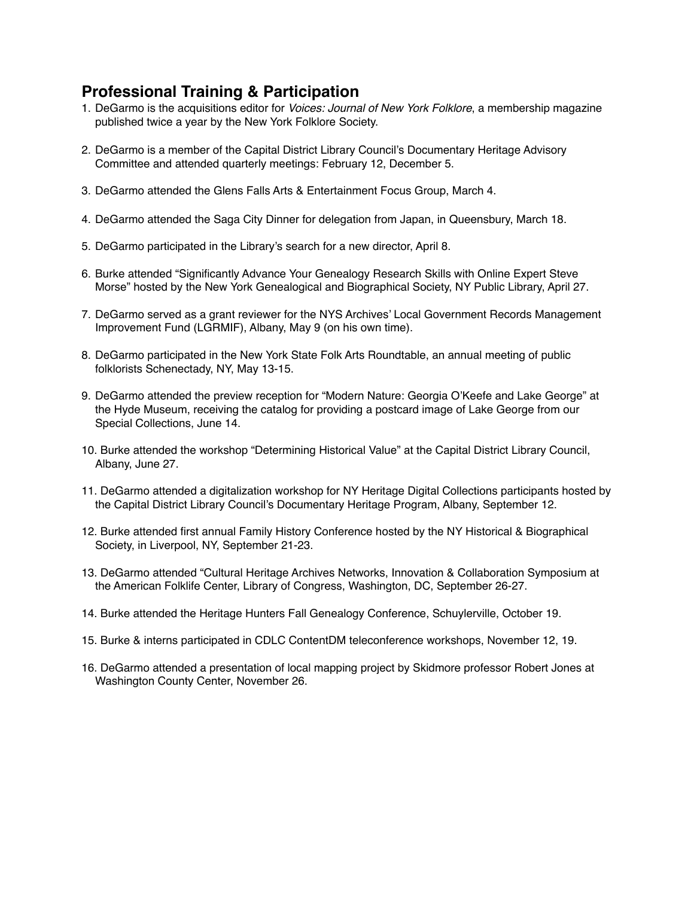## Professional Training & Participation

1. DeGarmo is the acquisitions editor for *Voices: Journal of New York Folklore*, a membership magazine published twice a year by the New York Folklore Society.

2. DeGarmo is a member of the Capital District Library Council's Documentary Heritage Advisory Committee and attended quarterly meetings: February 12, December 5.

3. DeGarmo attended the Glens Falls Arts & Entertainment Focus Group, March 4.

4. DeGarmo attended the Saga City Dinner for delegation from Japan, in Queensbury, March 18.

5. DeGarmo participated in the Library's search for a new director, April 8.

6. Burke attended "Significantly Advance Your Genealogy Research Skills with Online Expert Steve Morse" hosted by the New York Genealogical and Biographical Society, NY Public Library, April 27.

7. DeGarmo served as a grant reviewer for the NYS Archives' Local Government Records Management Improvement Fund (LGRMIF), Albany, May 9 (on his own time).

8. DeGarmo participated in the New York State Folk Arts Roundtable, an annual meeting of public folklorists Schenectady, NY, May 13-15.

9. DeGarmo attended the preview reception for "Modern Nature: Georgia O'Keefe and Lake George" at the Hyde Museum, receiving the catalog for providing a postcard image of Lake George from our Special Collections, June 14.

10. Burke attended the workshop "Determining Historical Value" at the Capital District Library Council, Albany, June 27.

11. DeGarmo attended a digitalization workshop for NY Heritage Digital Collections participants hosted by the Capital District Library Council's Documentary Heritage Program, Albany, September 12.

12. Burke attended first annual Family History Conference hosted by the NY Historical & Biographical Society, in Liverpool, NY, September 21-23.

13. DeGarmo attended "Cultural Heritage Archives Networks, Innovation & Collaboration Symposium at the American Folklife Center, Library of Congress, Washington, DC, September 26-27.

14. Burke attended the Heritage Hunters Fall Genealogy Conference, Schuylerville, October 19.

15. Burke & interns participated in CDLC ContentDM teleconference workshops, November 12, 19.

16. DeGarmo attended a presentation of local mapping project by Skidmore professor Robert Jones at Washington County Center, November 26.